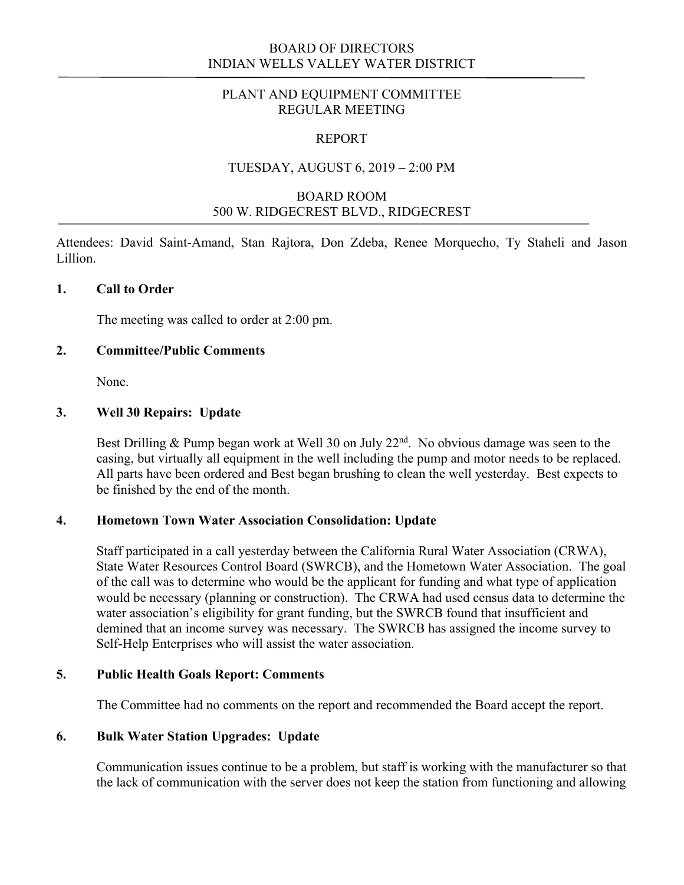# BOARD OF DIRECTORS
# INDIAN WELLS VALLEY WATER DISTRICT

## PLANT AND EQUIPMENT COMMITTEE
## REGULAR MEETING

## REPORT

## TUESDAY, AUGUST 6, 2019 – 2:00 PM

## BOARD ROOM
## 500 W. RIDGECREST BLVD., RIDGECREST

Attendees: David Saint-Amand, Stan Rajtora, Don Zdeba, Renee Morquecho, Ty Staheli and Jason Lillion.

### 1. Call to Order

The meeting was called to order at 2:00 pm.

### 2. Committee/Public Comments

None.

### 3. Well 30 Repairs: Update

Best Drilling & Pump began work at Well 30 on July 22nd. No obvious damage was seen to the casing, but virtually all equipment in the well including the pump and motor needs to be replaced. All parts have been ordered and Best began brushing to clean the well yesterday. Best expects to be finished by the end of the month.

### 4. Hometown Town Water Association Consolidation: Update

Staff participated in a call yesterday between the California Rural Water Association (CRWA), State Water Resources Control Board (SWRCB), and the Hometown Water Association. The goal of the call was to determine who would be the applicant for funding and what type of application would be necessary (planning or construction). The CRWA had used census data to determine the water association's eligibility for grant funding, but the SWRCB found that insufficient and demined that an income survey was necessary. The SWRCB has assigned the income survey to Self-Help Enterprises who will assist the water association.

### 5. Public Health Goals Report: Comments

The Committee had no comments on the report and recommended the Board accept the report.

### 6. Bulk Water Station Upgrades: Update

Communication issues continue to be a problem, but staff is working with the manufacturer so that the lack of communication with the server does not keep the station from functioning and allowing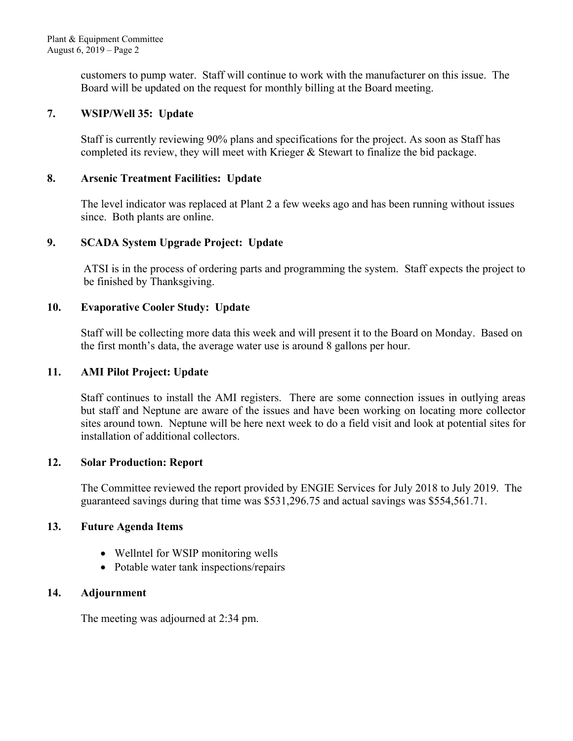customers to pump water. Staff will continue to work with the manufacturer on this issue. The Board will be updated on the request for monthly billing at the Board meeting.

**7. WSIP/Well 35: Update**

Staff is currently reviewing 90% plans and specifications for the project. As soon as Staff has completed its review, they will meet with Krieger & Stewart to finalize the bid package.

**8. Arsenic Treatment Facilities: Update**

The level indicator was replaced at Plant 2 a few weeks ago and has been running without issues since. Both plants are online.

**9. SCADA System Upgrade Project: Update**

ATSI is in the process of ordering parts and programming the system. Staff expects the project to be finished by Thanksgiving.

**10. Evaporative Cooler Study: Update**

Staff will be collecting more data this week and will present it to the Board on Monday. Based on the first month's data, the average water use is around 8 gallons per hour.

**11. AMI Pilot Project: Update**

Staff continues to install the AMI registers. There are some connection issues in outlying areas but staff and Neptune are aware of the issues and have been working on locating more collector sites around town. Neptune will be here next week to do a field visit and look at potential sites for installation of additional collectors.

**12. Solar Production: Report**

The Committee reviewed the report provided by ENGIE Services for July 2018 to July 2019. The guaranteed savings during that time was $531,296.75 and actual savings was $554,561.71.

**13. Future Agenda Items**

- Wellntel for WSIP monitoring wells
- Potable water tank inspections/repairs

**14. Adjournment**

The meeting was adjourned at 2:34 pm.